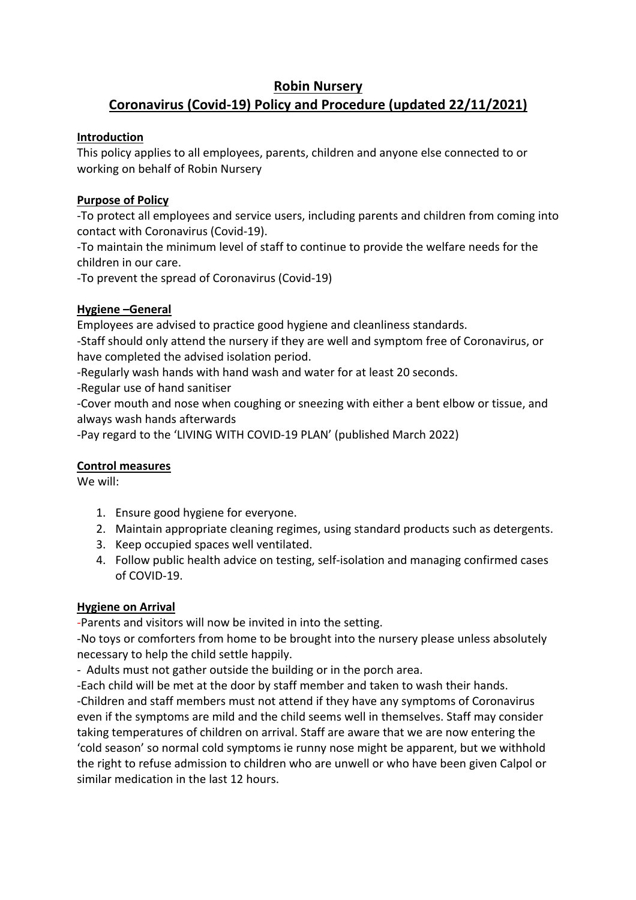# Robin Nursery

## Coronavirus (Covid-19) Policy and Procedure (updated 22/11/2021)

### Introduction

This policy applies to all employees, parents, children and anyone else connected to or working on behalf of Robin Nursery

### Purpose of Policy

-To protect all employees and service users, including parents and children from coming into contact with Coronavirus (Covid-19).

-To maintain the minimum level of staff to continue to provide the welfare needs for the children in our care.

-To prevent the spread of Coronavirus (Covid-19)

### Hygiene –General

Employees are advised to practice good hygiene and cleanliness standards.

-Staff should only attend the nursery if they are well and symptom free of Coronavirus, or have completed the advised isolation period.

-Regularly wash hands with hand wash and water for at least 20 seconds.

-Regular use of hand sanitiser

-Cover mouth and nose when coughing or sneezing with either a bent elbow or tissue, and always wash hands afterwards

-Pay regard to the 'LIVING WITH COVID-19 PLAN' (published March 2022)

### Control measures

We will:

1. Ensure good hygiene for everyone.
2. Maintain appropriate cleaning regimes, using standard products such as detergents.
3. Keep occupied spaces well ventilated.
4. Follow public health advice on testing, self-isolation and managing confirmed cases of COVID-19.

### Hygiene on Arrival

-Parents and visitors will now be invited in into the setting.

-No toys or comforters from home to be brought into the nursery please unless absolutely necessary to help the child settle happily.

- Adults must not gather outside the building or in the porch area.

-Each child will be met at the door by staff member and taken to wash their hands.

-Children and staff members must not attend if they have any symptoms of Coronavirus even if the symptoms are mild and the child seems well in themselves. Staff may consider taking temperatures of children on arrival. Staff are aware that we are now entering the 'cold season' so normal cold symptoms ie runny nose might be apparent, but we withhold the right to refuse admission to children who are unwell or who have been given Calpol or similar medication in the last 12 hours.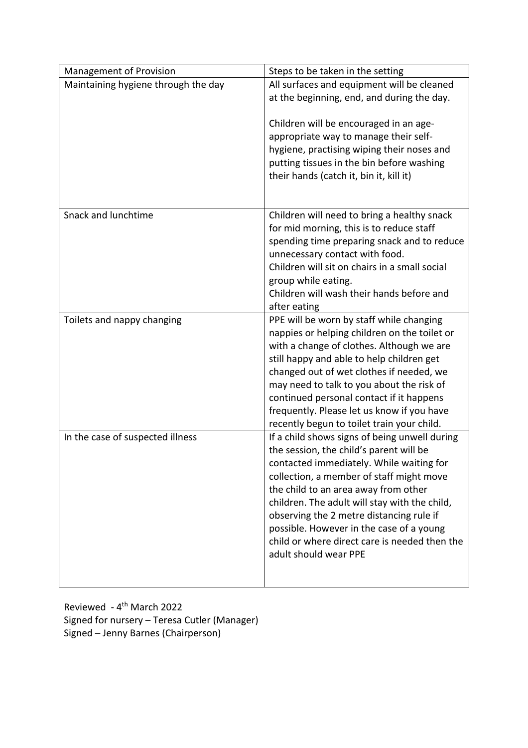| Management of Provision | Steps to be taken in the setting |
| --- | --- |
| Maintaining hygiene through the day | All surfaces and equipment will be cleaned at the beginning, end, and during the day.<br><br>Children will be encouraged in an age-appropriate way to manage their self-hygiene, practising wiping their noses and putting tissues in the bin before washing their hands (catch it, bin it, kill it) |
| Snack and lunchtime | Children will need to bring a healthy snack for mid morning, this is to reduce staff spending time preparing snack and to reduce unnecessary contact with food.<br>Children will sit on chairs in a small social group while eating.<br>Children will wash their hands before and after eating |
| Toilets and nappy changing | PPE will be worn by staff while changing nappies or helping children on the toilet or with a change of clothes. Although we are still happy and able to help children get changed out of wet clothes if needed, we may need to talk to you about the risk of continued personal contact if it happens frequently. Please let us know if you have recently begun to toilet train your child. |
| In the case of suspected illness | If a child shows signs of being unwell during the session, the child's parent will be contacted immediately. While waiting for collection, a member of staff might move the child to an area away from other children. The adult will stay with the child, observing the 2 metre distancing rule if possible. However in the case of a young child or where direct care is needed then the adult should wear PPE |

Reviewed - 4th March 2022
Signed for nursery – Teresa Cutler (Manager)
Signed – Jenny Barnes (Chairperson)